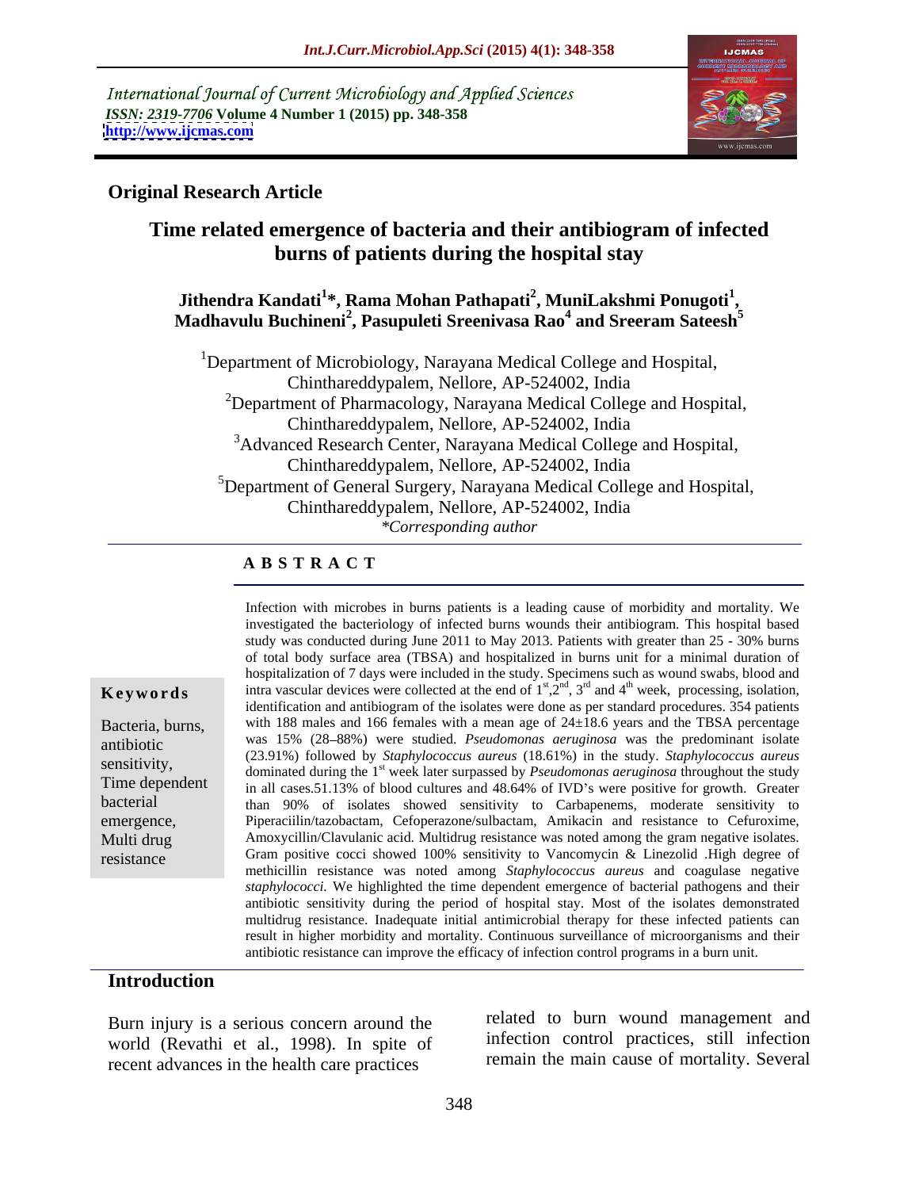International Journal of Current Microbiology and Applied Sciences
*ISSN: 2319-7706* **Volume 4 Number 1 (2015) pp. 348-358**
**http://www.ijcmas.com**

**Original Research Article**

# Time related emergence of bacteria and their antibiogram of infected burns of patients during the hospital stay

**Jithendra Kandati[1]*, Rama Mohan Pathapati[2], MuniLakshmi Ponugoti[1], Madhavulu Buchineni[2], Pasupuleti Sreenivasa Rao[4] and Sreeram Sateesh[5]**

[1]Department of Microbiology, Narayana Medical College and Hospital, Chinthareddypalem, Nellore, AP-524002, India
[2]Department of Pharmacology, Narayana Medical College and Hospital, Chinthareddypalem, Nellore, AP-524002, India
[3]Advanced Research Center, Narayana Medical College and Hospital, Chinthareddypalem, Nellore, AP-524002, India
[5]Department of General Surgery, Narayana Medical College and Hospital, Chinthareddypalem, Nellore, AP-524002, India
*Corresponding author

## A B S T R A C T

**Keywords**

Bacteria, burns, antibiotic sensitivity, Time dependent bacterial emergence, Multi drug resistance

Infection with microbes in burns patients is a leading cause of morbidity and mortality. We investigated the bacteriology of infected burns wounds their antibiogram. This hospital based study was conducted during June 2011 to May 2013. Patients with greater than 25 - 30% burns of total body surface area (TBSA) and hospitalized in burns unit for a minimal duration of hospitalization of 7 days were included in the study. Specimens such as wound swabs, blood and intra vascular devices were collected at the end of 1st,2nd, 3rd and 4th week, processing, isolation, identification and antibiogram of the isolates were done as per standard procedures. 354 patients with 188 males and 166 females with a mean age of 24±18.6 years and the TBSA percentage was 15% (28–88%) were studied. *Pseudomonas aeruginosa* was the predominant isolate (23.91%) followed by *Staphylococcus aureus* (18.61%) in the study. *Staphylococcus aureus* dominated during the 1st week later surpassed by *Pseudomonas aeruginosa* throughout the study in all cases.51.13% of blood cultures and 48.64% of IVD's were positive for growth. Greater than 90% of isolates showed sensitivity to Carbapenems, moderate sensitivity to Piperaciilin/tazobactam, Cefoperazone/sulbactam, Amikacin and resistance to Cefuroxime, Amoxycillin/Clavulanic acid. Multidrug resistance was noted among the gram negative isolates. Gram positive cocci showed 100% sensitivity to Vancomycin & Linezolid .High degree of methicillin resistance was noted among *Staphylococcus aureus* and coagulase negative *staphylococci.* We highlighted the time dependent emergence of bacterial pathogens and their antibiotic sensitivity during the period of hospital stay. Most of the isolates demonstrated multidrug resistance. Inadequate initial antimicrobial therapy for these infected patients can result in higher morbidity and mortality. Continuous surveillance of microorganisms and their antibiotic resistance can improve the efficacy of infection control programs in a burn unit.

## Introduction

Burn injury is a serious concern around the world (Revathi et al., 1998). In spite of recent advances in the health care practices related to burn wound management and infection control practices, still infection remain the main cause of mortality. Several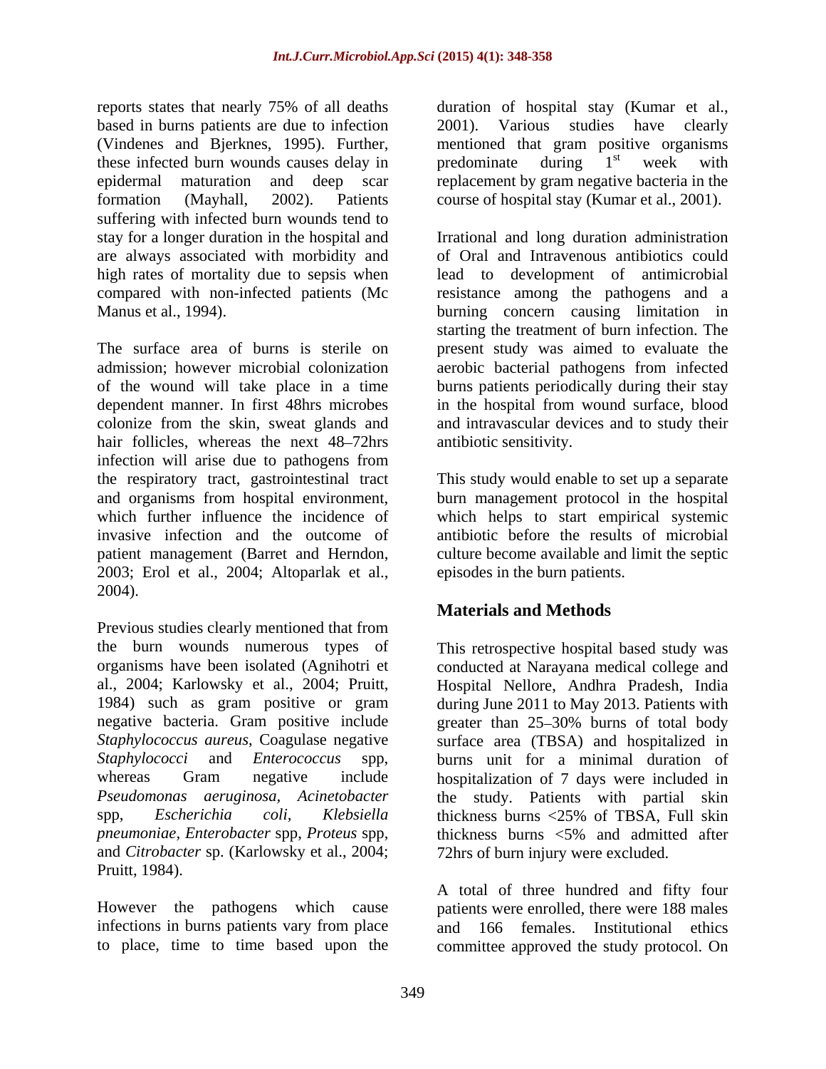reports states that nearly 75% of all deaths based in burns patients are due to infection (Vindenes and Bjerknes, 1995). Further, these infected burn wounds causes delay in epidermal maturation and deep scar formation (Mayhall, 2002). Patients suffering with infected burn wounds tend to stay for a longer duration in the hospital and are always associated with morbidity and high rates of mortality due to sepsis when compared with non-infected patients (Mc Manus et al., 1994).

The surface area of burns is sterile on admission; however microbial colonization of the wound will take place in a time dependent manner. In first 48hrs microbes colonize from the skin, sweat glands and hair follicles, whereas the next 48–72hrs infection will arise due to pathogens from the respiratory tract, gastrointestinal tract and organisms from hospital environment, which further influence the incidence of invasive infection and the outcome of patient management (Barret and Herndon, 2003; Erol et al., 2004; Altoparlak et al., 2004).

Previous studies clearly mentioned that from the burn wounds numerous types of organisms have been isolated (Agnihotri et al., 2004; Karlowsky et al., 2004; Pruitt, 1984) such as gram positive or gram negative bacteria. Gram positive include *Staphylococcus aureus*, Coagulase negative *Staphylococci* and *Enterococcus* spp, whereas Gram negative include *Pseudomonas aeruginosa*, *Acinetobacter* spp, *Escherichia coli*, *Klebsiella pneumoniae*, *Enterobacter* spp, *Proteus* spp, and *Citrobacter* sp. (Karlowsky et al., 2004; Pruitt, 1984).

However the pathogens which cause infections in burns patients vary from place to place, time to time based upon the duration of hospital stay (Kumar et al., 2001). Various studies have clearly mentioned that gram positive organisms predominate during 1st week with replacement by gram negative bacteria in the course of hospital stay (Kumar et al., 2001).

Irrational and long duration administration of Oral and Intravenous antibiotics could lead to development of antimicrobial resistance among the pathogens and a burning concern causing limitation in starting the treatment of burn infection. The present study was aimed to evaluate the aerobic bacterial pathogens from infected burns patients periodically during their stay in the hospital from wound surface, blood and intravascular devices and to study their antibiotic sensitivity.

This study would enable to set up a separate burn management protocol in the hospital which helps to start empirical systemic antibiotic before the results of microbial culture become available and limit the septic episodes in the burn patients.

## Materials and Methods

This retrospective hospital based study was conducted at Narayana medical college and Hospital Nellore, Andhra Pradesh, India during June 2011 to May 2013. Patients with greater than 25–30% burns of total body surface area (TBSA) and hospitalized in burns unit for a minimal duration of hospitalization of 7 days were included in the study. Patients with partial skin thickness burns <25% of TBSA, Full skin thickness burns <5% and admitted after 72hrs of burn injury were excluded.

A total of three hundred and fifty four patients were enrolled, there were 188 males and 166 females. Institutional ethics committee approved the study protocol. On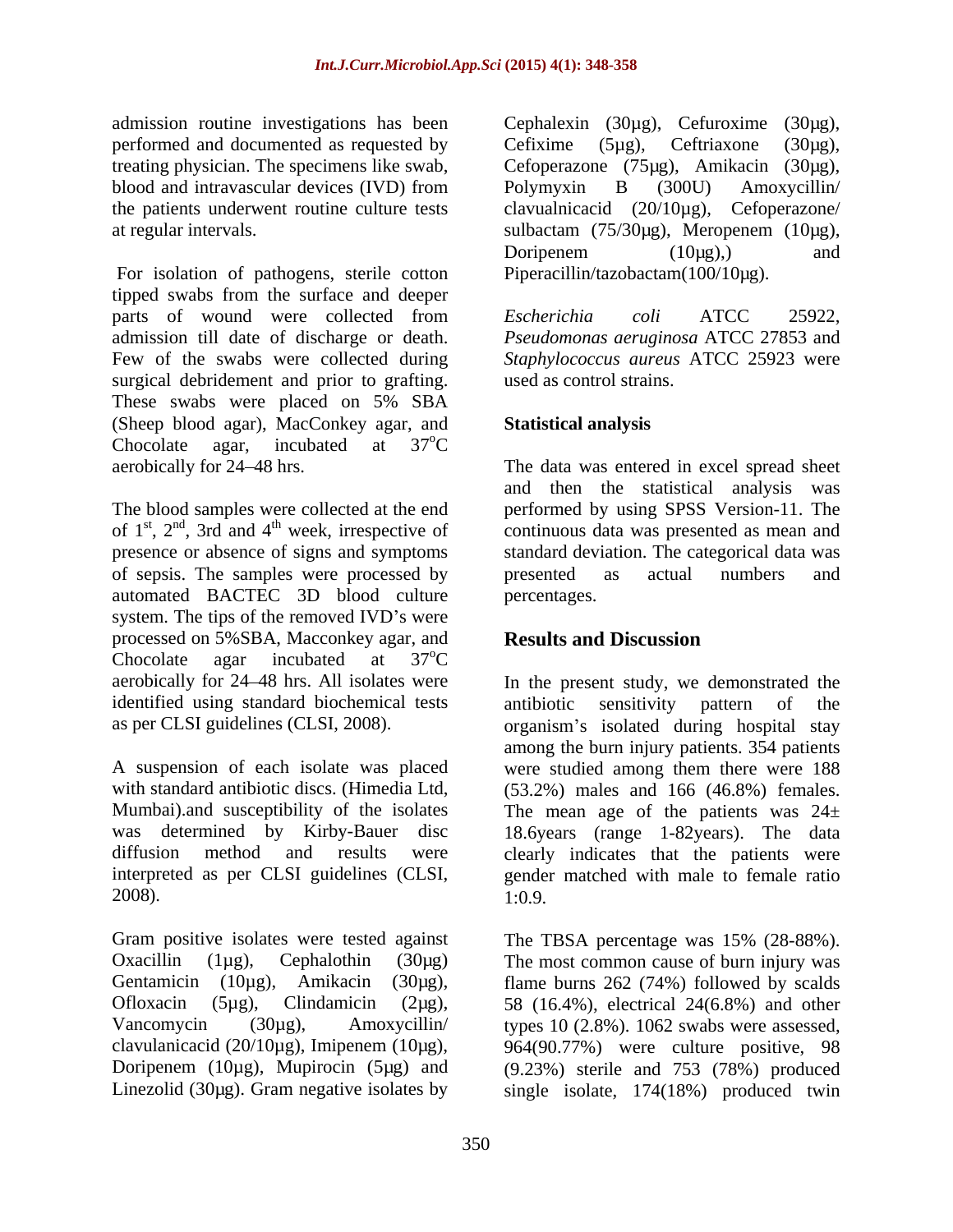admission routine investigations has been performed and documented as requested by treating physician. The specimens like swab, blood and intravascular devices (IVD) from the patients underwent routine culture tests at regular intervals.

For isolation of pathogens, sterile cotton tipped swabs from the surface and deeper parts of wound were collected from admission till date of discharge or death. Few of the swabs were collected during surgical debridement and prior to grafting. These swabs were placed on 5% SBA (Sheep blood agar), MacConkey agar, and Chocolate agar, incubated at 37$^{o}$C aerobically for 24–48 hrs.

The blood samples were collected at the end of 1$^{st}$, 2$^{nd}$, 3rd and 4$^{th}$ week, irrespective of presence or absence of signs and symptoms of sepsis. The samples were processed by automated BACTEC 3D blood culture system. The tips of the removed IVD's were processed on 5%SBA, Macconkey agar, and Chocolate agar incubated at 37$^{o}$C aerobically for 24–48 hrs. All isolates were identified using standard biochemical tests as per CLSI guidelines (CLSI, 2008).

A suspension of each isolate was placed with standard antibiotic discs. (Himedia Ltd, Mumbai).and susceptibility of the isolates was determined by Kirby-Bauer disc diffusion method and results were interpreted as per CLSI guidelines (CLSI, 2008).

Gram positive isolates were tested against Oxacillin (1µg), Cephalothin (30µg) Gentamicin (10µg), Amikacin (30µg), Ofloxacin (5µg), Clindamicin (2µg), Vancomycin (30µg), Amoxycillin/ clavulanicacid (20/10µg), Imipenem (10µg), Doripenem (10µg), Mupirocin (5µg) and Linezolid (30µg). Gram negative isolates by Cephalexin (30µg), Cefuroxime (30µg), Cefixime (5µg), Ceftriaxone (30µg), Cefoperazone (75µg), Amikacin (30µg), Polymyxin B (300U) Amoxycillin/ clavualnicacid (20/10µg), Cefoperazone/ sulbactam (75/30µg), Meropenem (10µg), Doripenem (10µg),) and Piperacillin/tazobactam(100/10µg).

*Escherichia coli* ATCC 25922, *Pseudomonas aeruginosa* ATCC 27853 and *Staphylococcus aureus* ATCC 25923 were used as control strains.

### Statistical analysis

The data was entered in excel spread sheet and then the statistical analysis was performed by using SPSS Version-11. The continuous data was presented as mean and standard deviation. The categorical data was presented as actual numbers and percentages.

## Results and Discussion

In the present study, we demonstrated the antibiotic sensitivity pattern of the organism's isolated during hospital stay among the burn injury patients. 354 patients were studied among them there were 188 (53.2%) males and 166 (46.8%) females. The mean age of the patients was 24± 18.6years (range 1-82years). The data clearly indicates that the patients were gender matched with male to female ratio 1:0.9.

The TBSA percentage was 15% (28-88%). The most common cause of burn injury was flame burns 262 (74%) followed by scalds 58 (16.4%), electrical 24(6.8%) and other types 10 (2.8%). 1062 swabs were assessed, 964(90.77%) were culture positive, 98 (9.23%) sterile and 753 (78%) produced single isolate, 174(18%) produced twin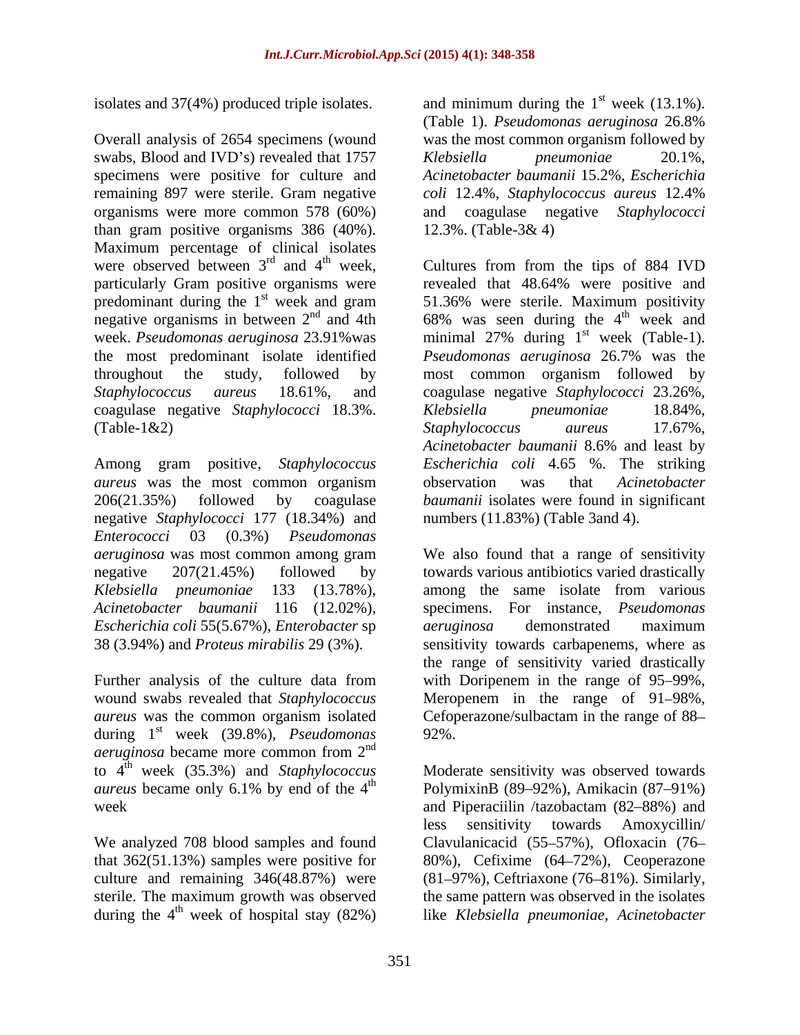isolates and 37(4%) produced triple isolates.

Overall analysis of 2654 specimens (wound swabs, Blood and IVD's) revealed that 1757 specimens were positive for culture and remaining 897 were sterile. Gram negative organisms were more common 578 (60%) than gram positive organisms 386 (40%). Maximum percentage of clinical isolates were observed between 3rd and 4th week, particularly Gram positive organisms were predominant during the 1st week and gram negative organisms in between 2nd and 4th week. *Pseudomonas aeruginosa* 23.91%was the most predominant isolate identified throughout the study, followed by *Staphylococcus aureus* 18.61%, and coagulase negative *Staphylococci* 18.3%. (Table-1&2)

Among gram positive, *Staphylococcus aureus* was the most common organism 206(21.35%) followed by coagulase negative *Staphylococci* 177 (18.34%) and *Enterococci* 03 (0.3%) *Pseudomonas aeruginosa* was most common among gram negative 207(21.45%) followed by *Klebsiella pneumoniae* 133 (13.78%), *Acinetobacter baumanii* 116 (12.02%), *Escherichia coli* 55(5.67%), *Enterobacter* sp 38 (3.94%) and *Proteus mirabilis* 29 (3%).

Further analysis of the culture data from wound swabs revealed that *Staphylococcus aureus* was the common organism isolated during 1st week (39.8%), *Pseudomonas aeruginosa* became more common from 2nd to 4th week (35.3%) and *Staphylococcus aureus* became only 6.1% by end of the 4th week

We analyzed 708 blood samples and found that 362(51.13%) samples were positive for culture and remaining 346(48.87%) were sterile. The maximum growth was observed during the 4th week of hospital stay (82%) and minimum during the 1st week (13.1%). (Table 1). *Pseudomonas aeruginosa* 26.8% was the most common organism followed by *Klebsiella pneumoniae* 20.1%, *Acinetobacter baumanii* 15.2%, *Escherichia coli* 12.4%, *Staphylococcus aureus* 12.4% and coagulase negative *Staphylococci* 12.3%. (Table-3& 4)

Cultures from from the tips of 884 IVD revealed that 48.64% were positive and 51.36% were sterile. Maximum positivity 68% was seen during the 4th week and minimal 27% during 1st week (Table-1). *Pseudomonas aeruginosa* 26.7% was the most common organism followed by coagulase negative *Staphylococci* 23.26%, *Klebsiella pneumoniae* 18.84%, *Staphylococcus aureus* 17.67%, *Acinetobacter baumanii* 8.6% and least by *Escherichia coli* 4.65 %. The striking observation was that *Acinetobacter baumanii* isolates were found in significant numbers (11.83%) (Table 3and 4).

We also found that a range of sensitivity towards various antibiotics varied drastically among the same isolate from various specimens. For instance, *Pseudomonas aeruginosa* demonstrated maximum sensitivity towards carbapenems, where as the range of sensitivity varied drastically with Doripenem in the range of 95–99%, Meropenem in the range of 91–98%, Cefoperazone/sulbactam in the range of 88–92%.

Moderate sensitivity was observed towards PolymixinB (89–92%), Amikacin (87–91%) and Piperaciilin /tazobactam (82–88%) and less sensitivity towards Amoxycillin/ Clavulanicacid (55–57%), Ofloxacin (76–80%), Cefixime (64–72%), Ceoperazone (81–97%), Ceftriaxone (76–81%). Similarly, the same pattern was observed in the isolates like *Klebsiella pneumoniae*, *Acinetobacter*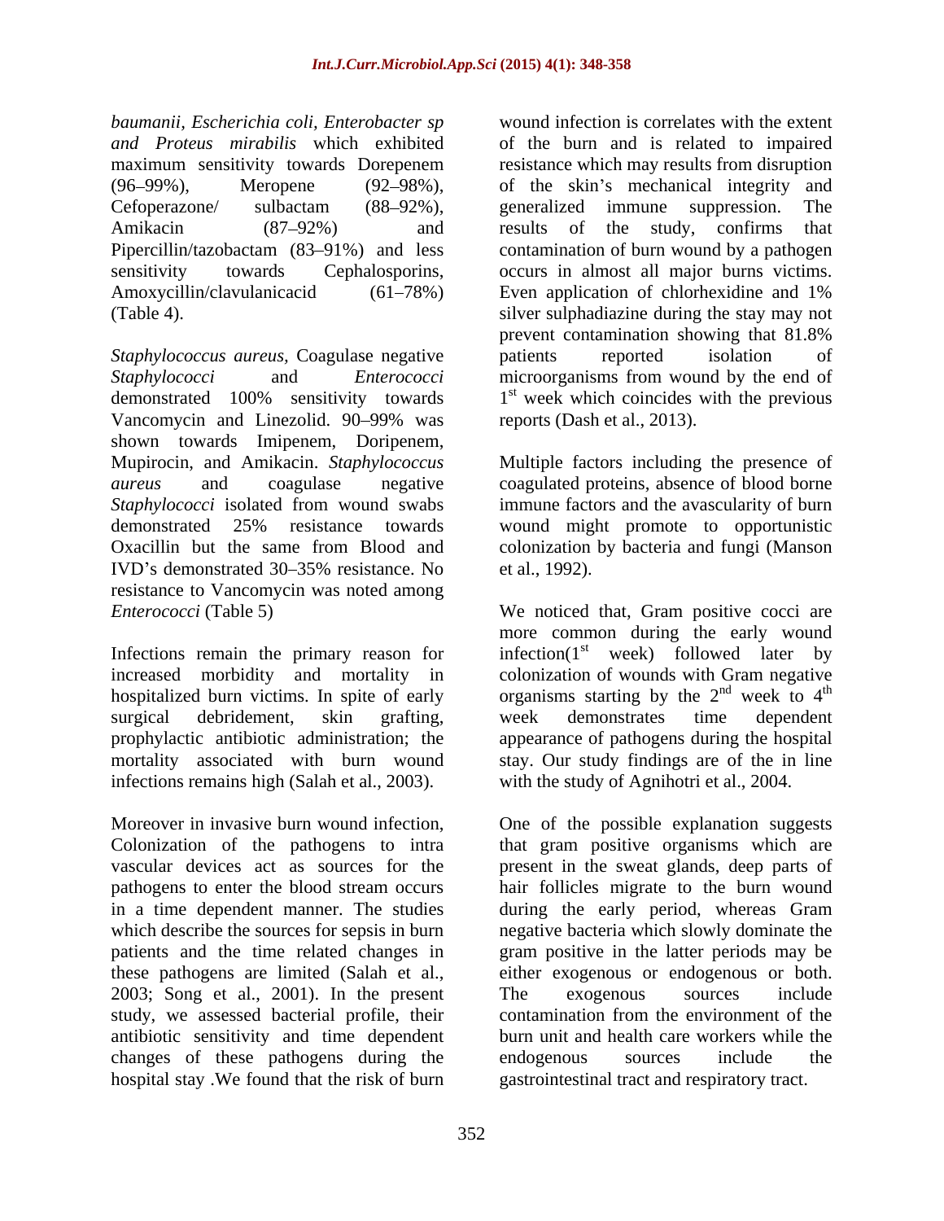*baumanii, Escherichia coli, Enterobacter sp and Proteus mirabilis* which exhibited maximum sensitivity towards Dorepenem (96–99%), Meropene (92–98%), Cefoperazone/ sulbactam (88–92%), Amikacin (87–92%) and Pipercillin/tazobactam (83–91%) and less sensitivity towards Cephalosporins, Amoxycillin/clavulanicacid (61–78%) (Table 4).

*Staphylococcus aureus*, Coagulase negative *Staphylococci* and *Enterococci* demonstrated 100% sensitivity towards Vancomycin and Linezolid. 90–99% was shown towards Imipenem, Doripenem, Mupirocin, and Amikacin. *Staphylococcus aureus* and coagulase negative *Staphylococci* isolated from wound swabs demonstrated 25% resistance towards Oxacillin but the same from Blood and IVD's demonstrated 30–35% resistance. No resistance to Vancomycin was noted among *Enterococci* (Table 5)

Infections remain the primary reason for increased morbidity and mortality in hospitalized burn victims. In spite of early surgical debridement, skin grafting, prophylactic antibiotic administration; the mortality associated with burn wound infections remains high (Salah et al., 2003).

Moreover in invasive burn wound infection, Colonization of the pathogens to intra vascular devices act as sources for the pathogens to enter the blood stream occurs in a time dependent manner. The studies which describe the sources for sepsis in burn patients and the time related changes in these pathogens are limited (Salah et al., 2003; Song et al., 2001). In the present study, we assessed bacterial profile, their antibiotic sensitivity and time dependent changes of these pathogens during the hospital stay .We found that the risk of burn wound infection is correlates with the extent of the burn and is related to impaired resistance which may results from disruption of the skin's mechanical integrity and generalized immune suppression. The results of the study, confirms that contamination of burn wound by a pathogen occurs in almost all major burns victims. Even application of chlorhexidine and 1% silver sulphadiazine during the stay may not prevent contamination showing that 81.8% patients reported isolation of microorganisms from wound by the end of 1$^{st}$ week which coincides with the previous reports (Dash et al., 2013).

Multiple factors including the presence of coagulated proteins, absence of blood borne immune factors and the avascularity of burn wound might promote to opportunistic colonization by bacteria and fungi (Manson et al., 1992).

We noticed that, Gram positive cocci are more common during the early wound infection(1$^{st}$ week) followed later by colonization of wounds with Gram negative organisms starting by the 2$^{nd}$ week to 4$^{th}$ week demonstrates time dependent appearance of pathogens during the hospital stay. Our study findings are of the in line with the study of Agnihotri et al., 2004.

One of the possible explanation suggests that gram positive organisms which are present in the sweat glands, deep parts of hair follicles migrate to the burn wound during the early period, whereas Gram negative bacteria which slowly dominate the gram positive in the latter periods may be either exogenous or endogenous or both. The exogenous sources include contamination from the environment of the burn unit and health care workers while the endogenous sources include the gastrointestinal tract and respiratory tract.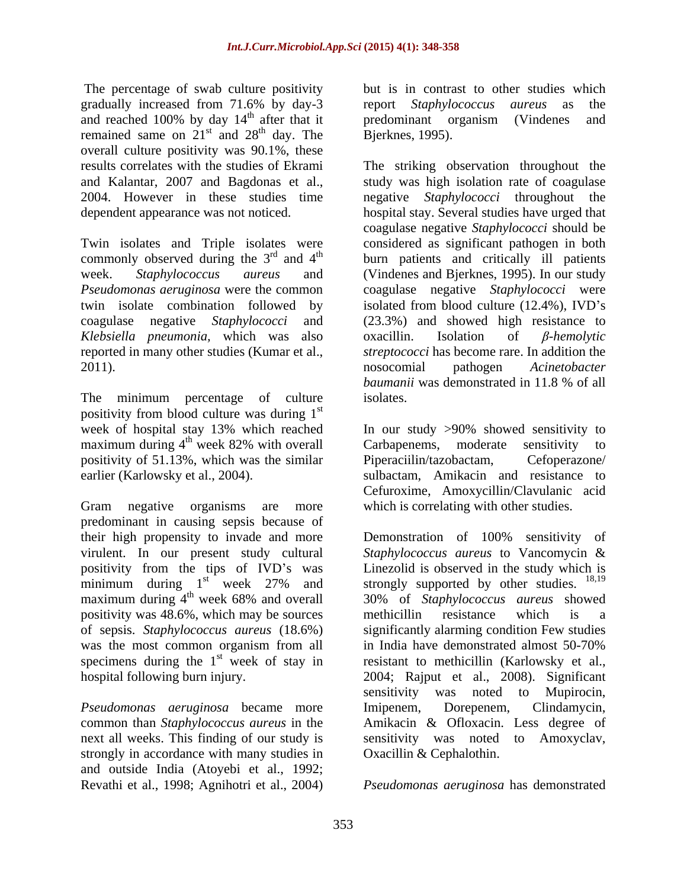The percentage of swab culture positivity gradually increased from 71.6% by day-3 and reached 100% by day 14$^{th}$ after that it remained same on 21$^{st}$ and 28$^{th}$ day. The overall culture positivity was 90.1%, these results correlates with the studies of Ekrami and Kalantar, 2007 and Bagdonas et al., 2004. However in these studies time dependent appearance was not noticed.

Twin isolates and Triple isolates were commonly observed during the 3$^{rd}$ and 4$^{th}$ week. *Staphylococcus aureus* and *Pseudomonas aeruginosa* were the common twin isolate combination followed by coagulase negative *Staphylococci* and *Klebsiella pneumonia*, which was also reported in many other studies (Kumar et al., 2011).

The minimum percentage of culture positivity from blood culture was during 1$^{st}$ week of hospital stay 13% which reached maximum during 4$^{th}$ week 82% with overall positivity of 51.13%, which was the similar earlier (Karlowsky et al., 2004).

Gram negative organisms are more predominant in causing sepsis because of their high propensity to invade and more virulent. In our present study cultural positivity from the tips of IVD's was minimum during 1$^{st}$ week 27% and maximum during 4$^{th}$ week 68% and overall positivity was 48.6%, which may be sources of sepsis. *Staphylococcus aureus* (18.6%) was the most common organism from all specimens during the 1$^{st}$ week of stay in hospital following burn injury.

*Pseudomonas aeruginosa* became more common than *Staphylococcus aureus* in the next all weeks. This finding of our study is strongly in accordance with many studies in and outside India (Atoyebi et al., 1992; Revathi et al., 1998; Agnihotri et al., 2004) but is in contrast to other studies which report *Staphylococcus aureus* as the predominant organism (Vindenes and Bjerknes, 1995).

The striking observation throughout the study was high isolation rate of coagulase negative *Staphylococci* throughout the hospital stay. Several studies have urged that coagulase negative *Staphylococci* should be considered as significant pathogen in both burn patients and critically ill patients (Vindenes and Bjerknes, 1995). In our study coagulase negative *Staphylococci* were isolated from blood culture (12.4%), IVD's (23.3%) and showed high resistance to oxacillin. Isolation of *β-hemolytic streptococci* has become rare. In addition the nosocomial pathogen *Acinetobacter baumanii* was demonstrated in 11.8 % of all isolates.

In our study >90% showed sensitivity to Carbapenems, moderate sensitivity to Piperaciilin/tazobactam, Cefoperazone/ sulbactam, Amikacin and resistance to Cefuroxime, Amoxycillin/Clavulanic acid which is correlating with other studies.

Demonstration of 100% sensitivity of *Staphylococcus aureus* to Vancomycin & Linezolid is observed in the study which is strongly supported by other studies. [18,19] 30% of *Staphylococcus aureus* showed methicillin resistance which is a significantly alarming condition Few studies in India have demonstrated almost 50-70% resistant to methicillin (Karlowsky et al., 2004; Rajput et al., 2008). Significant sensitivity was noted to Mupirocin, Imipenem, Dorepenem, Clindamycin, Amikacin & Ofloxacin. Less degree of sensitivity was noted to Amoxyclav, Oxacillin & Cephalothin.

*Pseudomonas aeruginosa* has demonstrated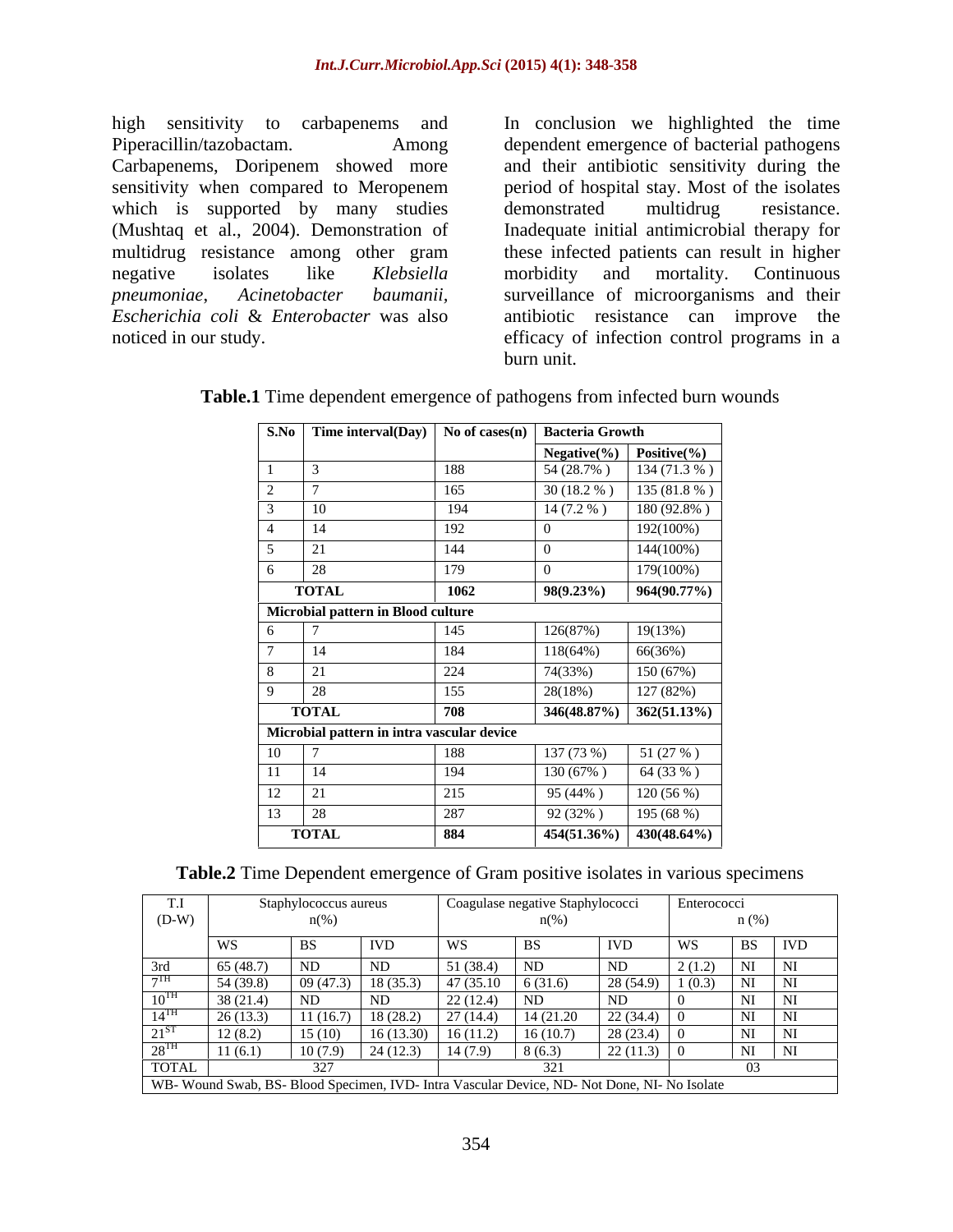high sensitivity to carbapenems and Piperacillin/tazobactam. Among Carbapenems, Doripenem showed more sensitivity when compared to Meropenem which is supported by many studies (Mushtaq et al., 2004). Demonstration of multidrug resistance among other gram negative isolates like *Klebsiella pneumoniae*, *Acinetobacter baumanii*, *Escherichia coli* & *Enterobacter* was also noticed in our study.

In conclusion we highlighted the time dependent emergence of bacterial pathogens and their antibiotic sensitivity during the period of hospital stay. Most of the isolates demonstrated multidrug resistance. Inadequate initial antimicrobial therapy for these infected patients can result in higher morbidity and mortality. Continuous surveillance of microorganisms and their antibiotic resistance can improve the efficacy of infection control programs in a burn unit.

**Table.1** Time dependent emergence of pathogens from infected burn wounds

| S.No | Time interval(Day) | No of cases(n) | Bacteria Growth | |
|---|---|---|---|---|
| | | | Negative(%) | Positive(%) |
| 1 | 3 | 188 | 54 (28.7% ) | 134 (71.3 % ) |
| 2 | 7 | 165 | 30 (18.2 % ) | 135 (81.8 % ) |
| 3 | 10 | 194 | 14 (7.2 % ) | 180 (92.8% ) |
| 4 | 14 | 192 | 0 | 192(100%) |
| 5 | 21 | 144 | 0 | 144(100%) |
| 6 | 28 | 179 | 0 | 179(100%) |
| **TOTAL** | | **1062** | **98(9.23%)** | **964(90.77%)** |
| **Microbial pattern in Blood culture** | | | | |
| 6 | 7 | 145 | 126(87%) | 19(13%) |
| 7 | 14 | 184 | 118(64%) | 66(36%) |
| 8 | 21 | 224 | 74(33%) | 150 (67%) |
| 9 | 28 | 155 | 28(18%) | 127 (82%) |
| **TOTAL** | | **708** | **346(48.87%)** | **362(51.13%)** |
| **Microbial pattern in intra vascular device** | | | | |
| 10 | 7 | 188 | 137 (73 %) | 51 (27 % ) |
| 11 | 14 | 194 | 130 (67% ) | 64 (33 % ) |
| 12 | 21 | 215 | 95 (44% ) | 120 (56 %) |
| 13 | 28 | 287 | 92 (32% ) | 195 (68 %) |
| **TOTAL** | | **884** | **454(51.36%)** | **430(48.64%)** |

**Table.2** Time Dependent emergence of Gram positive isolates in various specimens

| T.I (D-W) | Staphylococcus aureus n(%) | | | Coagulase negative Staphylococci n(%) | | | Enterococci n (%) | | |
|---|---|---|---|---|---|---|---|---|---|
| | WS | BS | IVD | WS | BS | IVD | WS | BS | IVD |
| 3rd | 65 (48.7) | ND | ND | 51 (38.4) | ND | ND | 2 (1.2) | NI | NI |
| 7TH | 54 (39.8) | 09 (47.3) | 18 (35.3) | 47 (35.10 | 6 (31.6) | 28 (54.9) | 1 (0.3) | NI | NI |
| 10TH | 38 (21.4) | ND | ND | 22 (12.4) | ND | ND | 0 | NI | NI |
| 14TH | 26 (13.3) | 11 (16.7) | 18 (28.2) | 27 (14.4) | 14 (21.20 | 22 (34.4) | 0 | NI | NI |
| 21ST | 12 (8.2) | 15 (10) | 16 (13.30) | 16 (11.2) | 16 (10.7) | 28 (23.4) | 0 | NI | NI |
| 28TH | 11 (6.1) | 10 (7.9) | 24 (12.3) | 14 (7.9) | 8 (6.3) | 22 (11.3) | 0 | NI | NI |
| TOTAL | 327 | | | 321 | | | 03 | | |

WB- Wound Swab, BS- Blood Specimen, IVD- Intra Vascular Device, ND- Not Done, NI- No Isolate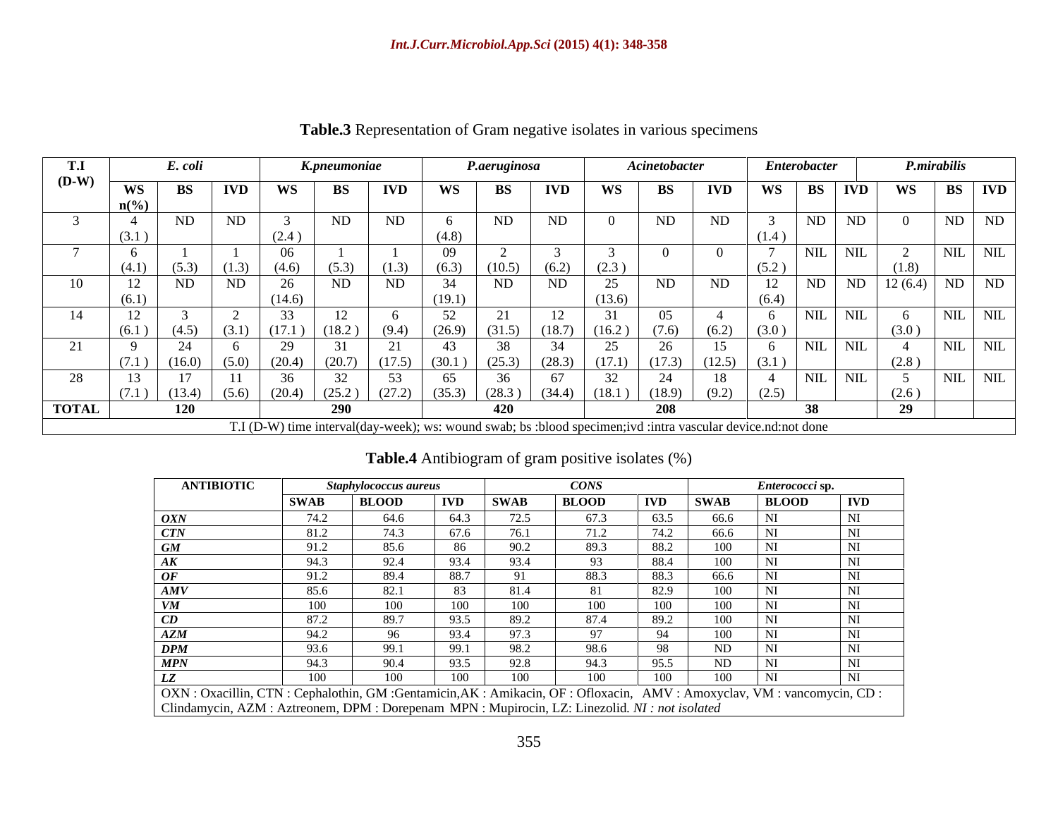**Table.3** Representation of Gram negative isolates in various specimens

| T.I (D-W) | *E. coli* | | | *K.pneumoniae* | | | *P.aeruginosa* | | | *Acinetobacter* | | | *Enterobacter* | | | *P.mirabilis* | | |
|---|---|---|---|---|---|---|---|---|---|---|---|---|---|---|---|---|---|---|
| | WS n(%) | BS | IVD | WS | BS | IVD | WS | BS | IVD | WS | BS | IVD | WS | BS | IVD | WS | BS | IVD |
| 3 | 4 (3.1 ) | ND | ND | 3 (2.4 ) | ND | ND | 6 (4.8) | ND | ND | 0 | ND | ND | 3 (1.4 ) | ND | ND | 0 | ND | ND |
| 7 | 6 (4.1) | 1 (5.3) | 1 (1.3) | 06 (4.6) | 1 (5.3) | 1 (1.3) | 09 (6.3) | 2 (10.5) | 3 (6.2) | 3 (2.3 ) | 0 | 0 | 7 (5.2 ) | NIL | NIL | 2 (1.8) | NIL | NIL |
| 10 | 12 (6.1) | ND | ND | 26 (14.6) | ND | ND | 34 (19.1) | ND | ND | 25 (13.6) | ND | ND | 12 (6.4) | ND | ND | 12 (6.4) | ND | ND |
| 14 | 12 (6.1 ) | 3 (4.5) | 2 (3.1) | 33 (17.1 ) | 12 (18.2 ) | 6 (9.4) | 52 (26.9) | 21 (31.5) | 12 (18.7) | 31 (16.2 ) | 05 (7.6) | 4 (6.2) | 6 (3.0 ) | NIL | NIL | 6 (3.0 ) | NIL | NIL |
| 21 | 9 (7.1 ) | 24 (16.0) | 6 (5.0) | 29 (20.4) | 31 (20.7) | 21 (17.5) | 43 (30.1 ) | 38 (25.3) | 34 (28.3) | 25 (17.1) | 26 (17.3) | 15 (12.5) | 6 (3.1 ) | NIL | NIL | 4 (2.8 ) | NIL | NIL |
| 28 | 13 (7.1 ) | 17 (13.4) | 11 (5.6) | 36 (20.4) | 32 (25.2 ) | 53 (27.2) | 65 (35.3) | 36 (28.3 ) | 67 (34.4) | 32 (18.1 ) | 24 (18.9) | 18 (9.2) | 4 (2.5) | NIL | NIL | 5 (2.6 ) | NIL | NIL |
| TOTAL | 120 | | | 290 | | | 420 | | | 208 | | | 38 | | | 29 | | |

T.I (D-W) time interval(day-week); ws: wound swab; bs :blood specimen;ivd :intra vascular device.nd:not done

**Table.4** Antibiogram of gram positive isolates (%)

| ANTIBIOTIC | *Staphylococcus aureus* | | | *CONS* | | | *Enterococci* sp. | | |
|---|---|---|---|---|---|---|---|---|---|
| | SWAB | BLOOD | IVD | SWAB | BLOOD | IVD | SWAB | BLOOD | IVD |
| *OXN* | 74.2 | 64.6 | 64.3 | 72.5 | 67.3 | 63.5 | 66.6 | NI | NI |
| *CTN* | 81.2 | 74.3 | 67.6 | 76.1 | 71.2 | 74.2 | 66.6 | NI | NI |
| *GM* | 91.2 | 85.6 | 86 | 90.2 | 89.3 | 88.2 | 100 | NI | NI |
| *AK* | 94.3 | 92.4 | 93.4 | 93.4 | 93 | 88.4 | 100 | NI | NI |
| *OF* | 91.2 | 89.4 | 88.7 | 91 | 88.3 | 88.3 | 66.6 | NI | NI |
| *AMV* | 85.6 | 82.1 | 83 | 81.4 | 81 | 82.9 | 100 | NI | NI |
| *VM* | 100 | 100 | 100 | 100 | 100 | 100 | 100 | NI | NI |
| *CD* | 87.2 | 89.7 | 93.5 | 89.2 | 87.4 | 89.2 | 100 | NI | NI |
| *AZM* | 94.2 | 96 | 93.4 | 97.3 | 97 | 94 | 100 | NI | NI |
| *DPM* | 93.6 | 99.1 | 99.1 | 98.2 | 98.6 | 98 | ND | NI | NI |
| *MPN* | 94.3 | 90.4 | 93.5 | 92.8 | 94.3 | 95.5 | ND | NI | NI |
| *LZ* | 100 | 100 | 100 | 100 | 100 | 100 | 100 | NI | NI |

OXN : Oxacillin, CTN : Cephalothin, GM :Gentamicin,AK : Amikacin, OF : Ofloxacin, AMV : Amoxyclav, VM : vancomycin, CD : Clindamycin, AZM : Aztreonem, DPM : Dorepenam MPN : Mupirocin, LZ: Linezolid. *NI : not isolated*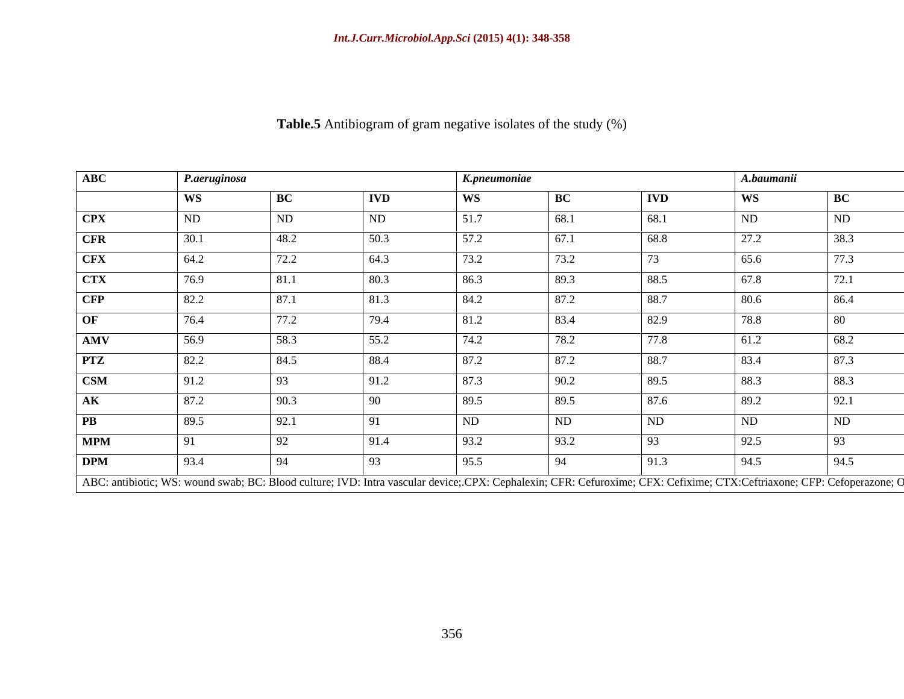**Table.5** Antibiogram of gram negative isolates of the study (%)

| ABC | *P.aeruginosa* | | | *K.pneumoniae* | | | *A.baumanii* | |
|---|---|---|---|---|---|---|---|---|
| | **WS** | **BC** | **IVD** | **WS** | **BC** | **IVD** | **WS** | **BC** |
| **CPX** | ND | ND | ND | 51.7 | 68.1 | 68.1 | ND | ND |
| **CFR** | 30.1 | 48.2 | 50.3 | 57.2 | 67.1 | 68.8 | 27.2 | 38.3 |
| **CFX** | 64.2 | 72.2 | 64.3 | 73.2 | 73.2 | 73 | 65.6 | 77.3 |
| **CTX** | 76.9 | 81.1 | 80.3 | 86.3 | 89.3 | 88.5 | 67.8 | 72.1 |
| **CFP** | 82.2 | 87.1 | 81.3 | 84.2 | 87.2 | 88.7 | 80.6 | 86.4 |
| **OF** | 76.4 | 77.2 | 79.4 | 81.2 | 83.4 | 82.9 | 78.8 | 80 |
| **AMV** | 56.9 | 58.3 | 55.2 | 74.2 | 78.2 | 77.8 | 61.2 | 68.2 |
| **PTZ** | 82.2 | 84.5 | 88.4 | 87.2 | 87.2 | 88.7 | 83.4 | 87.3 |
| **CSM** | 91.2 | 93 | 91.2 | 87.3 | 90.2 | 89.5 | 88.3 | 88.3 |
| **AK** | 87.2 | 90.3 | 90 | 89.5 | 89.5 | 87.6 | 89.2 | 92.1 |
| **PB** | 89.5 | 92.1 | 91 | ND | ND | ND | ND | ND |
| **MPM** | 91 | 92 | 91.4 | 93.2 | 93.2 | 93 | 92.5 | 93 |
| **DPM** | 93.4 | 94 | 93 | 95.5 | 94 | 91.3 | 94.5 | 94.5 |

ABC: antibiotic; WS: wound swab; BC: Blood culture; IVD: Intra vascular device;.CPX: Cephalexin; CFR: Cefuroxime; CFX: Cefixime; CTX:Ceftriaxone; CFP: Cefoperazone; O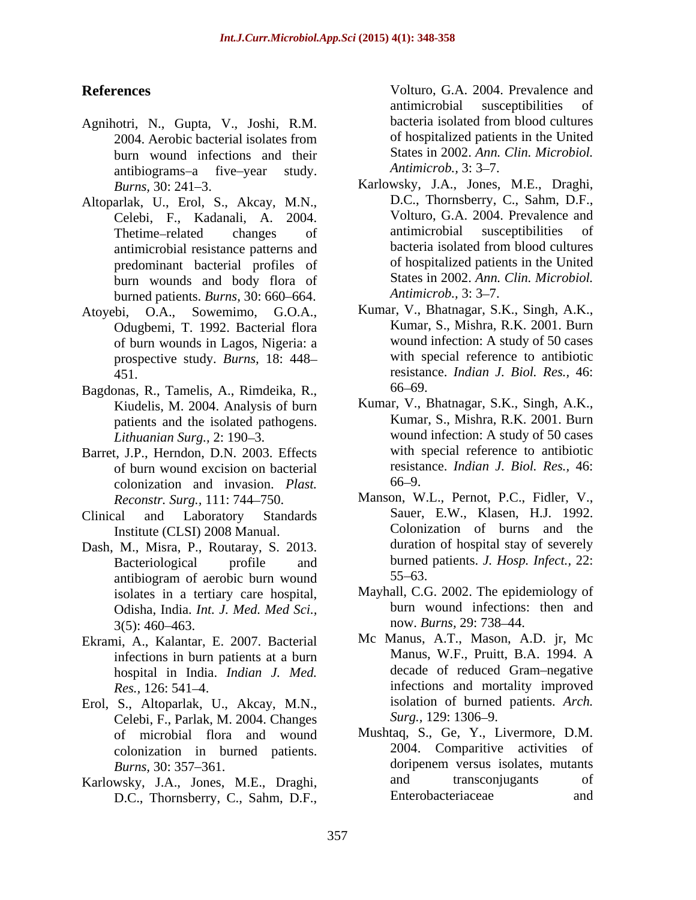## References

Agnihotri, N., Gupta, V., Joshi, R.M. 2004. Aerobic bacterial isolates from burn wound infections and their antibiograms–a five–year study. *Burns,* 30: 241–3.

Altoparlak, U., Erol, S., Akcay, M.N., Celebi, F., Kadanali, A. 2004. Thetime–related changes of antimicrobial resistance patterns and predominant bacterial profiles of burn wounds and body flora of burned patients. *Burns,* 30: 660–664.

Atoyebi, O.A., Sowemimo, G.O.A., Odugbemi, T. 1992. Bacterial flora of burn wounds in Lagos, Nigeria: a prospective study. *Burns,* 18: 448–451.

Bagdonas, R., Tamelis, A., Rimdeika, R., Kiudelis, M. 2004. Analysis of burn patients and the isolated pathogens. *Lithuanian Surg.,* 2: 190–3.

Barret, J.P., Herndon, D.N. 2003. Effects of burn wound excision on bacterial colonization and invasion. *Plast. Reconstr. Surg.,* 111: 744–750.

Clinical and Laboratory Standards Institute (CLSI) 2008 Manual.

Dash, M., Misra, P., Routaray, S. 2013. Bacteriological profile and antibiogram of aerobic burn wound isolates in a tertiary care hospital, Odisha, India. *Int. J. Med. Med Sci.,* 3(5): 460–463.

Ekrami, A., Kalantar, E. 2007. Bacterial infections in burn patients at a burn hospital in India. *Indian J. Med. Res.,* 126: 541–4.

Erol, S., Altoparlak, U., Akcay, M.N., Celebi, F., Parlak, M. 2004. Changes of microbial flora and wound colonization in burned patients. *Burns,* 30: 357–361.

Karlowsky, J.A., Jones, M.E., Draghi, D.C., Thornsberry, C., Sahm, D.F., Volturo, G.A. 2004. Prevalence and antimicrobial susceptibilities of bacteria isolated from blood cultures of hospitalized patients in the United States in 2002. *Ann. Clin. Microbiol. Antimicrob.,* 3: 3–7.

Karlowsky, J.A., Jones, M.E., Draghi, D.C., Thornsberry, C., Sahm, D.F., Volturo, G.A. 2004. Prevalence and antimicrobial susceptibilities of bacteria isolated from blood cultures of hospitalized patients in the United States in 2002. *Ann. Clin. Microbiol. Antimicrob.,* 3: 3–7.

Kumar, V., Bhatnagar, S.K., Singh, A.K., Kumar, S., Mishra, R.K. 2001. Burn wound infection: A study of 50 cases with special reference to antibiotic resistance. *Indian J. Biol. Res.,* 46: 66–69.

Kumar, V., Bhatnagar, S.K., Singh, A.K., Kumar, S., Mishra, R.K. 2001. Burn wound infection: A study of 50 cases with special reference to antibiotic resistance. *Indian J. Biol. Res.,* 46: 66–9.

Manson, W.L., Pernot, P.C., Fidler, V., Sauer, E.W., Klasen, H.J. 1992. Colonization of burns and the duration of hospital stay of severely burned patients. *J. Hosp. Infect.,* 22: 55–63.

Mayhall, C.G. 2002. The epidemiology of burn wound infections: then and now. *Burns,* 29: 738–44.

Mc Manus, A.T., Mason, A.D. jr, Mc Manus, W.F., Pruitt, B.A. 1994. A decade of reduced Gram–negative infections and mortality improved isolation of burned patients. *Arch. Surg.,* 129: 1306–9.

Mushtaq, S., Ge, Y., Livermore, D.M. 2004. Comparitive activities of doripenem versus isolates, mutants and transconjugants of Enterobacteriaceae and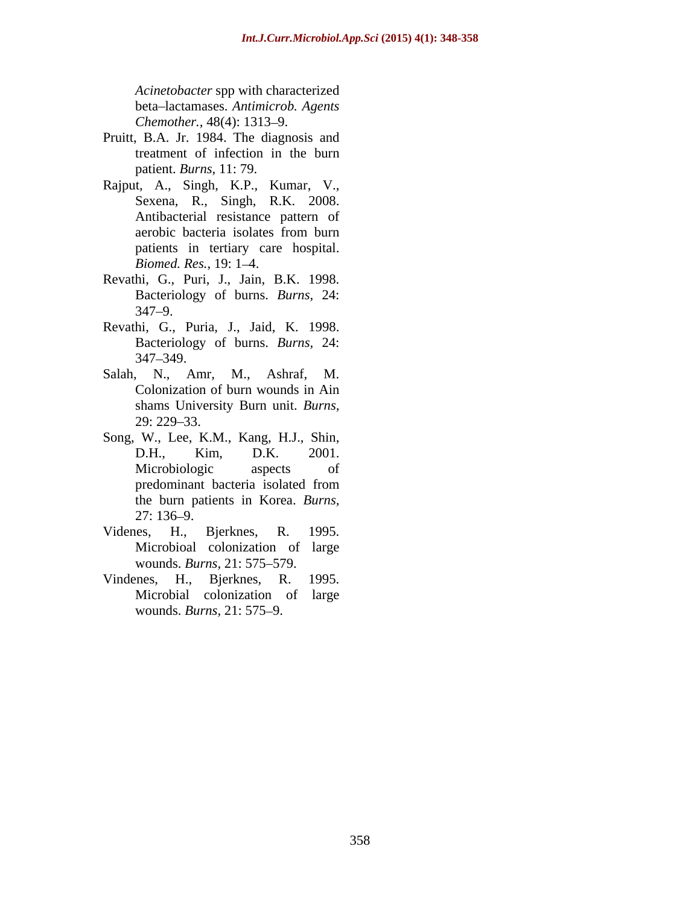*Acinetobacter* spp with characterized beta–lactamases. *Antimicrob. Agents Chemother.*, 48(4): 1313–9.

Pruitt, B.A. Jr. 1984. The diagnosis and treatment of infection in the burn patient. *Burns,* 11: 79.

Rajput, A., Singh, K.P., Kumar, V., Sexena, R., Singh, R.K. 2008. Antibacterial resistance pattern of aerobic bacteria isolates from burn patients in tertiary care hospital. *Biomed. Res.*, 19: 1–4.

Revathi, G., Puri, J., Jain, B.K. 1998. Bacteriology of burns. *Burns,* 24: 347–9.

Revathi, G., Puria, J., Jaid, K. 1998. Bacteriology of burns. *Burns,* 24: 347–349.

Salah, N., Amr, M., Ashraf, M. Colonization of burn wounds in Ain shams University Burn unit. *Burns,* 29: 229–33.

Song, W., Lee, K.M., Kang, H.J., Shin, D.H., Kim, D.K. 2001. Microbiologic aspects of predominant bacteria isolated from the burn patients in Korea. *Burns,* 27: 136–9.

Videnes, H., Bjerknes, R. 1995. Microbioal colonization of large wounds. *Burns,* 21: 575–579.

Vindenes, H., Bjerknes, R. 1995. Microbial colonization of large wounds. *Burns,* 21: 575–9.